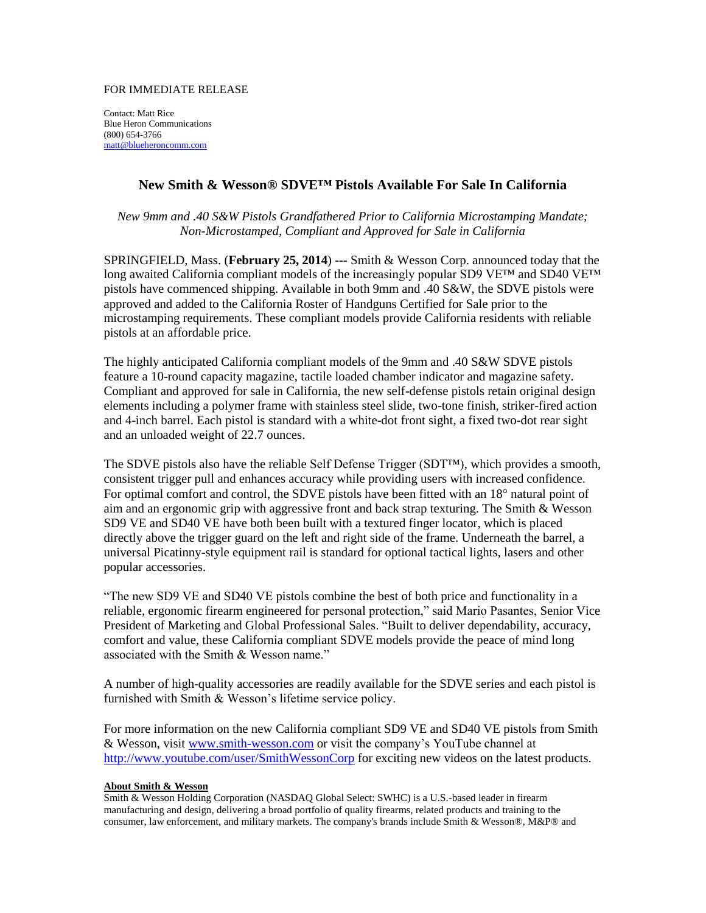FOR IMMEDIATE RELEASE

Contact: Matt Rice
Blue Heron Communications
(800) 654-3766
matt@blueheroncomm.com

# New Smith & Wesson® SDVE™ Pistols Available For Sale In California

*New 9mm and .40 S&W Pistols Grandfathered Prior to California Microstamping Mandate; Non-Microstamped, Compliant and Approved for Sale in California*

SPRINGFIELD, Mass. (**February 25, 2014**) --- Smith & Wesson Corp. announced today that the long awaited California compliant models of the increasingly popular SD9 VE™ and SD40 VE™ pistols have commenced shipping. Available in both 9mm and .40 S&W, the SDVE pistols were approved and added to the California Roster of Handguns Certified for Sale prior to the microstamping requirements. These compliant models provide California residents with reliable pistols at an affordable price.

The highly anticipated California compliant models of the 9mm and .40 S&W SDVE pistols feature a 10-round capacity magazine, tactile loaded chamber indicator and magazine safety. Compliant and approved for sale in California, the new self-defense pistols retain original design elements including a polymer frame with stainless steel slide, two-tone finish, striker-fired action and 4-inch barrel. Each pistol is standard with a white-dot front sight, a fixed two-dot rear sight and an unloaded weight of 22.7 ounces.

The SDVE pistols also have the reliable Self Defense Trigger (SDT™), which provides a smooth, consistent trigger pull and enhances accuracy while providing users with increased confidence. For optimal comfort and control, the SDVE pistols have been fitted with an 18° natural point of aim and an ergonomic grip with aggressive front and back strap texturing. The Smith & Wesson SD9 VE and SD40 VE have both been built with a textured finger locator, which is placed directly above the trigger guard on the left and right side of the frame. Underneath the barrel, a universal Picatinny-style equipment rail is standard for optional tactical lights, lasers and other popular accessories.

"The new SD9 VE and SD40 VE pistols combine the best of both price and functionality in a reliable, ergonomic firearm engineered for personal protection," said Mario Pasantes, Senior Vice President of Marketing and Global Professional Sales. "Built to deliver dependability, accuracy, comfort and value, these California compliant SDVE models provide the peace of mind long associated with the Smith & Wesson name."

A number of high-quality accessories are readily available for the SDVE series and each pistol is furnished with Smith & Wesson's lifetime service policy.

For more information on the new California compliant SD9 VE and SD40 VE pistols from Smith & Wesson, visit www.smith-wesson.com or visit the company's YouTube channel at http://www.youtube.com/user/SmithWessonCorp for exciting new videos on the latest products.

**About Smith & Wesson**

Smith & Wesson Holding Corporation (NASDAQ Global Select: SWHC) is a U.S.-based leader in firearm manufacturing and design, delivering a broad portfolio of quality firearms, related products and training to the consumer, law enforcement, and military markets. The company's brands include Smith & Wesson®, M&P® and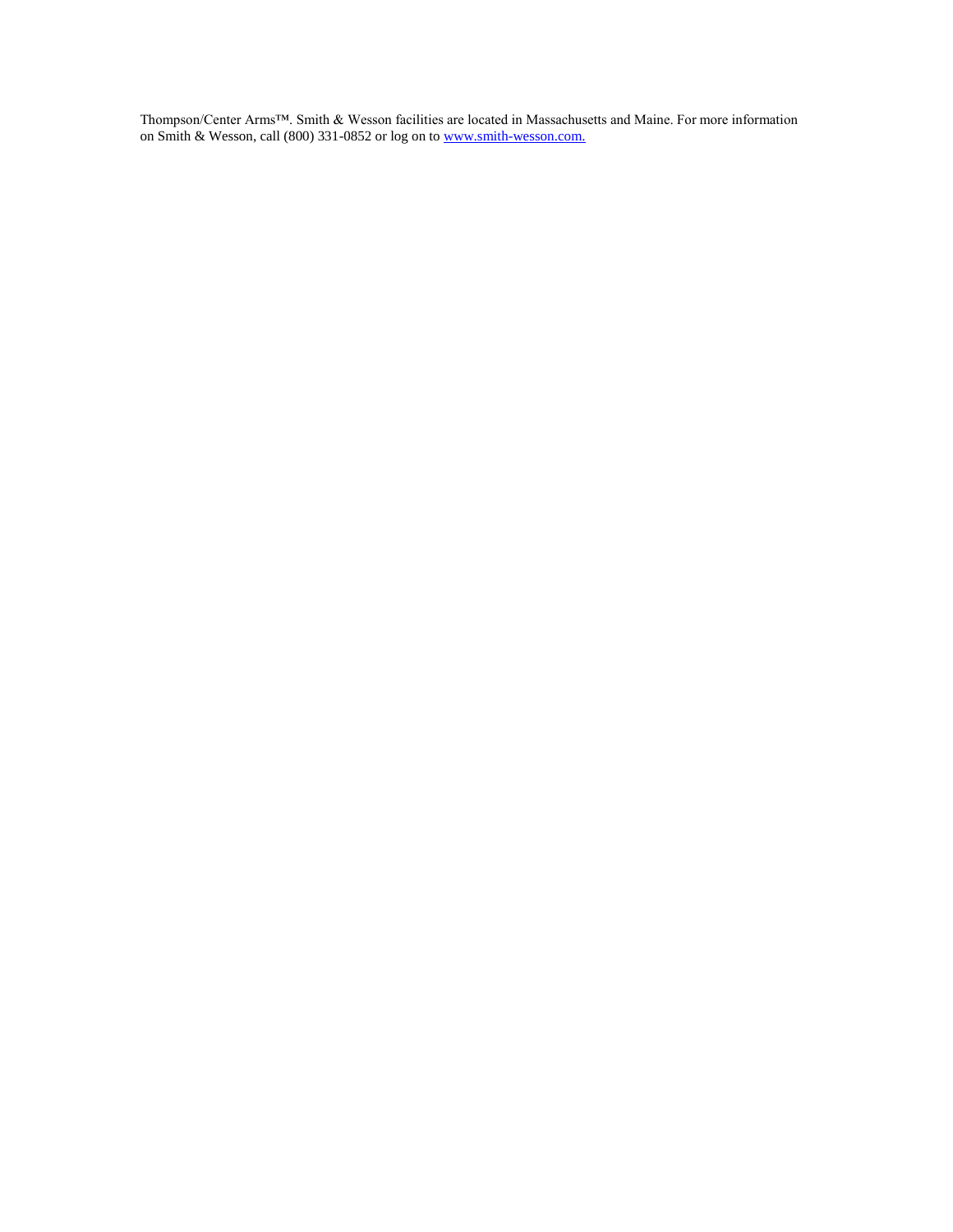Thompson/Center Arms™. Smith & Wesson facilities are located in Massachusetts and Maine. For more information on Smith & Wesson, call (800) 331-0852 or log on to [www.smith-wesson.com.](http://www.smith-wesson.com)